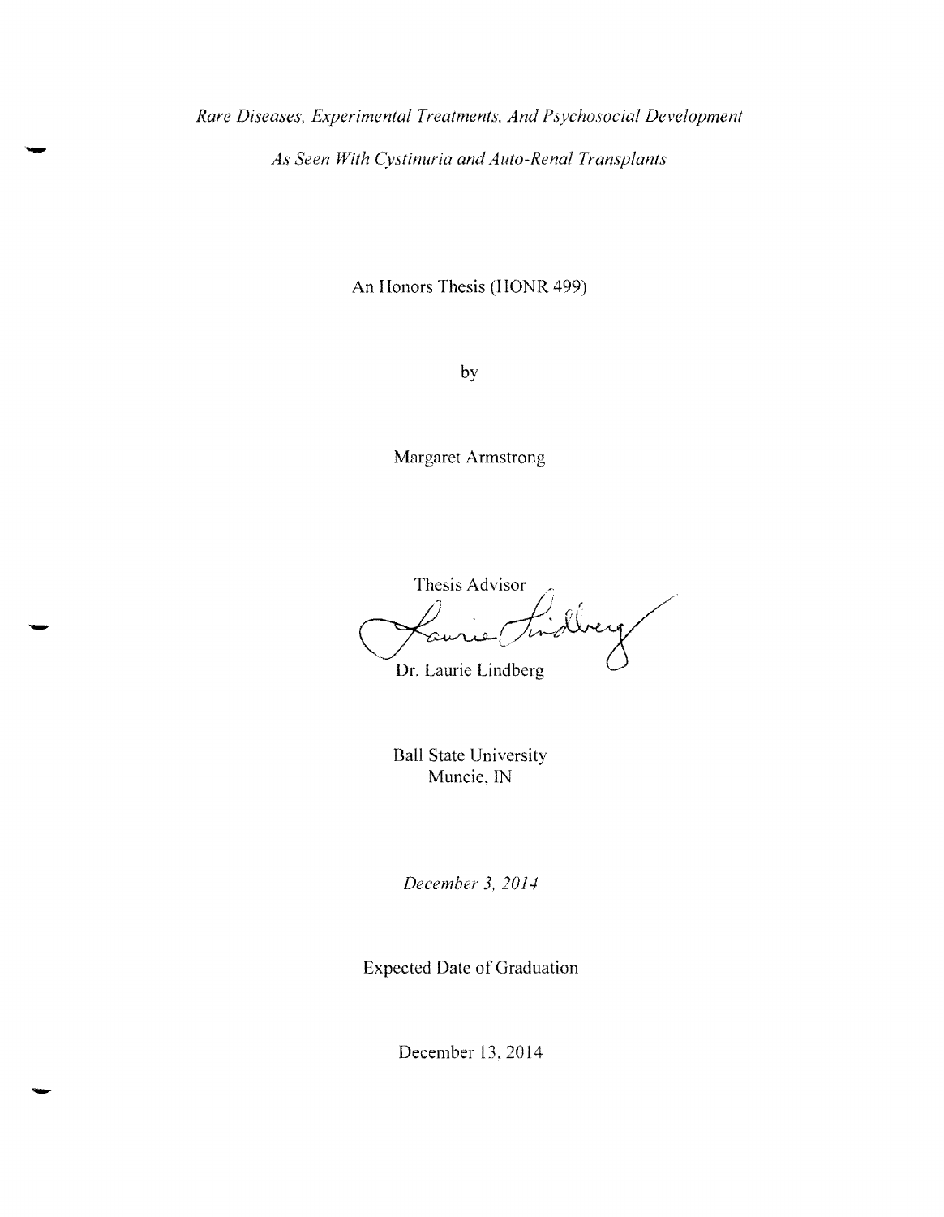*Rare Diseases, Experimental Treatments, And Psychosocial Development*

*As Seen With Cystinuria and Auto-Renal Transplants*

An Honors Thesis (HONR 499)

by

Margaret Armstrong

Thesis Advisor

Dr. Laurie Lindberg

Ball State University
Muncie, IN

*December 3, 2014*

Expected Date of Graduation

December 13, 2014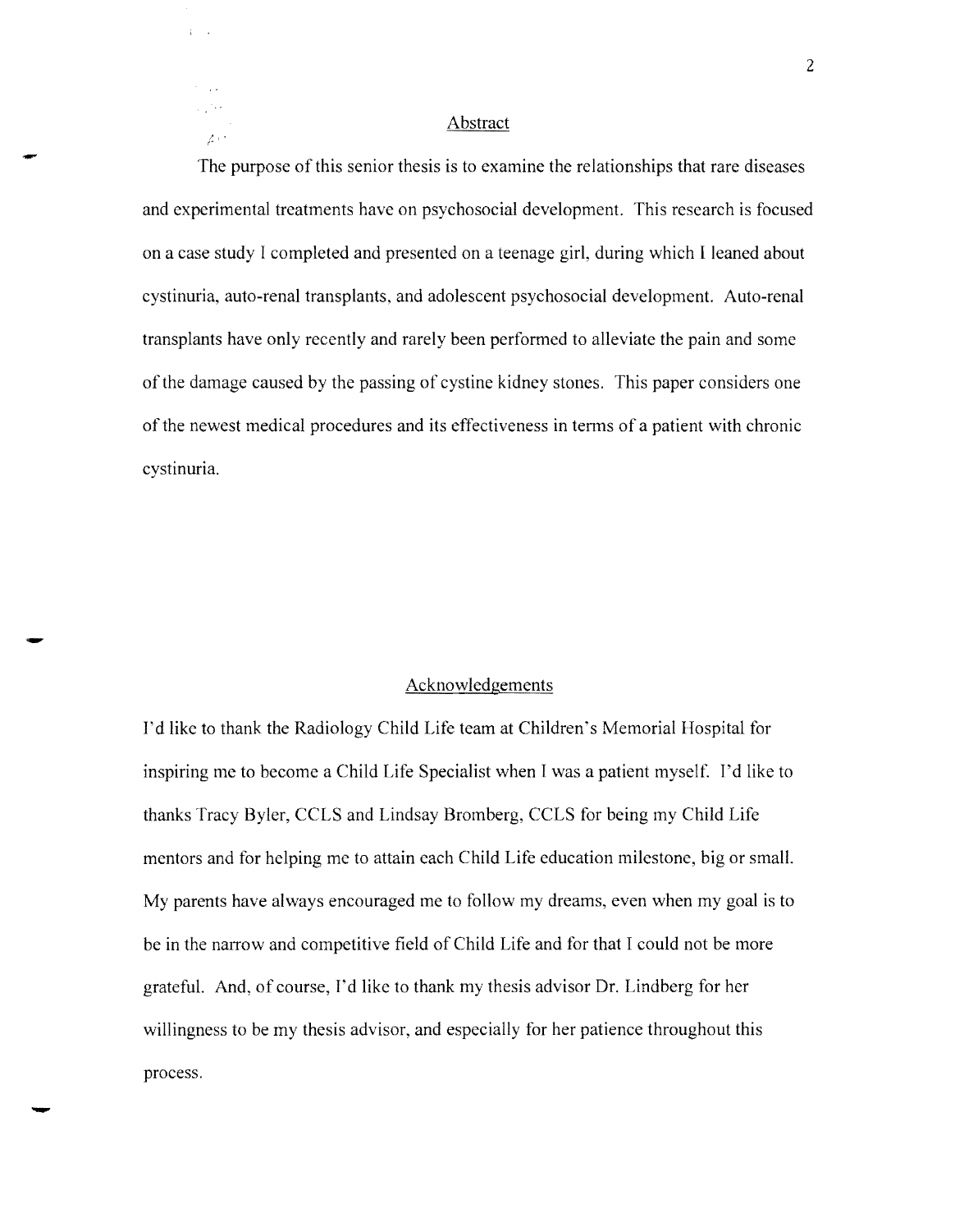## Abstract

The purpose of this senior thesis is to examine the relationships that rare diseases and experimental treatments have on psychosocial development. This research is focused on a case study I completed and presented on a teenage girl, during which I leaned about cystinuria, auto-renal transplants, and adolescent psychosocial development. Auto-renal transplants have only recently and rarely been performed to alleviate the pain and some of the damage caused by the passing of cystine kidney stones. This paper considers one of the newest medical procedures and its effectiveness in terms of a patient with chronic cystinuria.

## Acknowledgements

I'd like to thank the Radiology Child Life team at Children's Memorial Hospital for inspiring me to become a Child Life Specialist when I was a patient myself. I'd like to thanks Tracy Byler, CCLS and Lindsay Bromberg, CCLS for being my Child Life mentors and for helping me to attain each Child Life education milestone, big or small. My parents have always encouraged me to follow my dreams, even when my goal is to be in the narrow and competitive field of Child Life and for that I could not be more grateful. And, of course, I'd like to thank my thesis advisor Dr. Lindberg for her willingness to be my thesis advisor, and especially for her patience throughout this process.